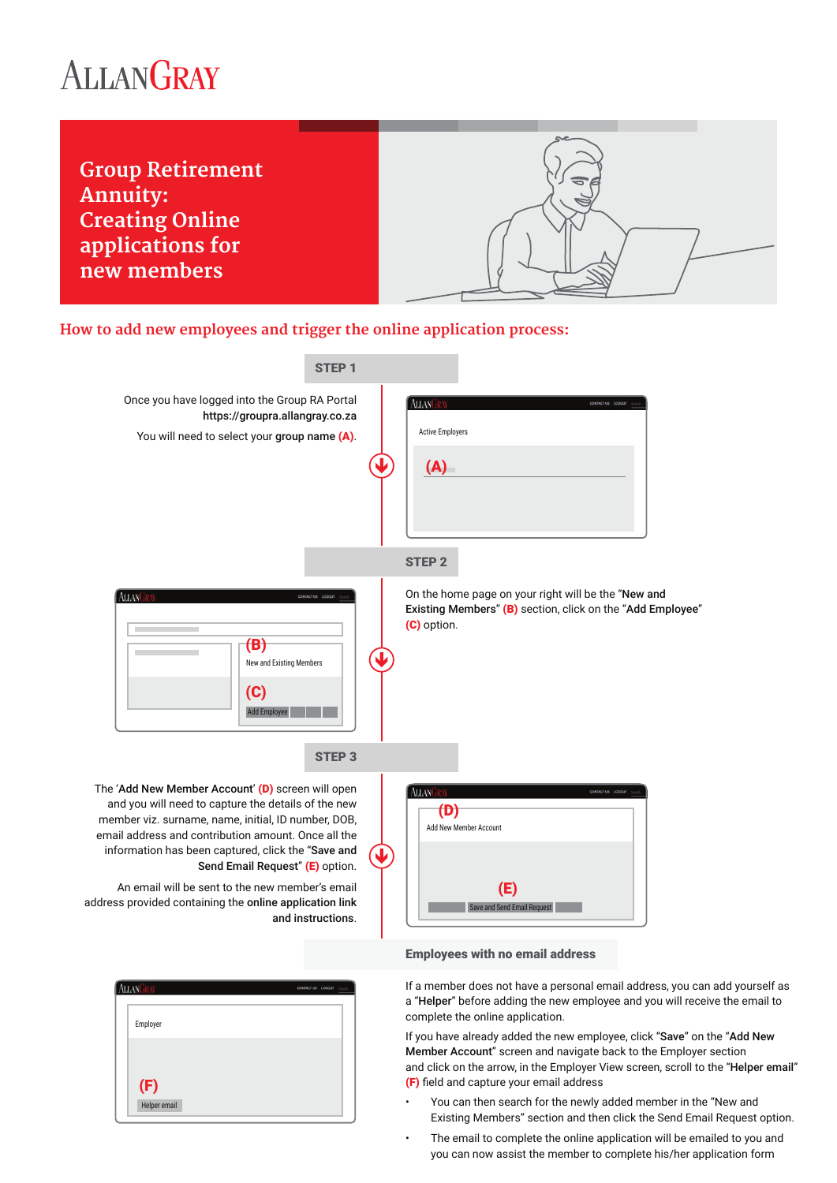# AllanGray

# Group Retirement Annuity: Creating Online applications for new members

## How to add new employees and trigger the online application process:

### STEP 1

Once you have logged into the Group RA Portal **https://groupra.allangray.co.za**

You will need to select your **group name (A)**.

### STEP 2

On the home page on your right will be the "**New and Existing Members**" **(B)** section, click on the "**Add Employee**" **(C)** option.

### STEP 3

The '**Add New Member Account**' **(D)** screen will open and you will need to capture the details of the new member viz. surname, name, initial, ID number, DOB, email address and contribution amount. Once all the information has been captured, click the "**Save and Send Email Request**" **(E)** option.

An email will be sent to the new member's email address provided containing the **online application link and instructions**.

### Employees with no email address

If a member does not have a personal email address, you can add yourself as a "**Helper**" before adding the new employee and you will receive the email to complete the online application.

If you have already added the new employee, click "**Save**" on the "**Add New Member Account**" screen and navigate back to the Employer section and click on the arrow, in the Employer View screen, scroll to the "**Helper email**" **(F)** field and capture your email address

- You can then search for the newly added member in the "New and Existing Members" section and then click the Send Email Request option.
- The email to complete the online application will be emailed to you and you can now assist the member to complete his/her application form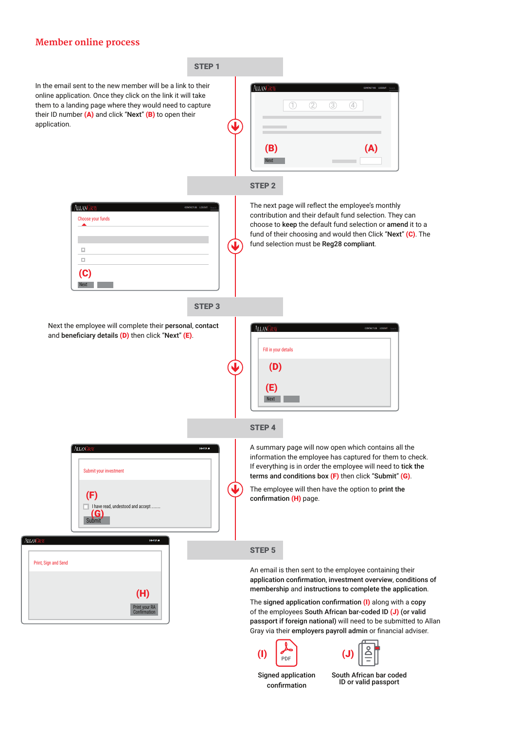# Member online process

## STEP 1

In the email sent to the new member will be a link to their online application. Once they click on the link it will take them to a landing page where they would need to capture their ID number **(A)** and click "**Next**" **(B)** to open their application.

## STEP 2

The next page will reflect the employee's monthly contribution and their default fund selection. They can choose to **keep** the default fund selection or **amend** it to a fund of their choosing and would then Click "**Next**" **(C)**. The fund selection must be **Reg28 compliant**.

## STEP 3

Next the employee will complete their **personal**, **contact** and **beneficiary details (D)** then click "**Next**" **(E)**.

## STEP 4

A summary page will now open which contains all the information the employee has captured for them to check. If everything is in order the employee will need to **tick the terms and conditions box (F)** then click "**Submit**" **(G)**.

The employee will then have the option to **print the confirmation (H)** page.

## STEP 5

An email is then sent to the employee containing their **application confirmation**, **investment overview**, **conditions of membership** and **instructions to complete the application**.

The **signed application confirmation (I)** along with a **copy** of the employees **South African bar-coded ID (J)** (**or valid passport if foreign national)** will need to be submitted to Allan Gray via their **employers payroll admin** or financial adviser.

(I) Signed application confirmation

(J) South African bar coded ID or valid passport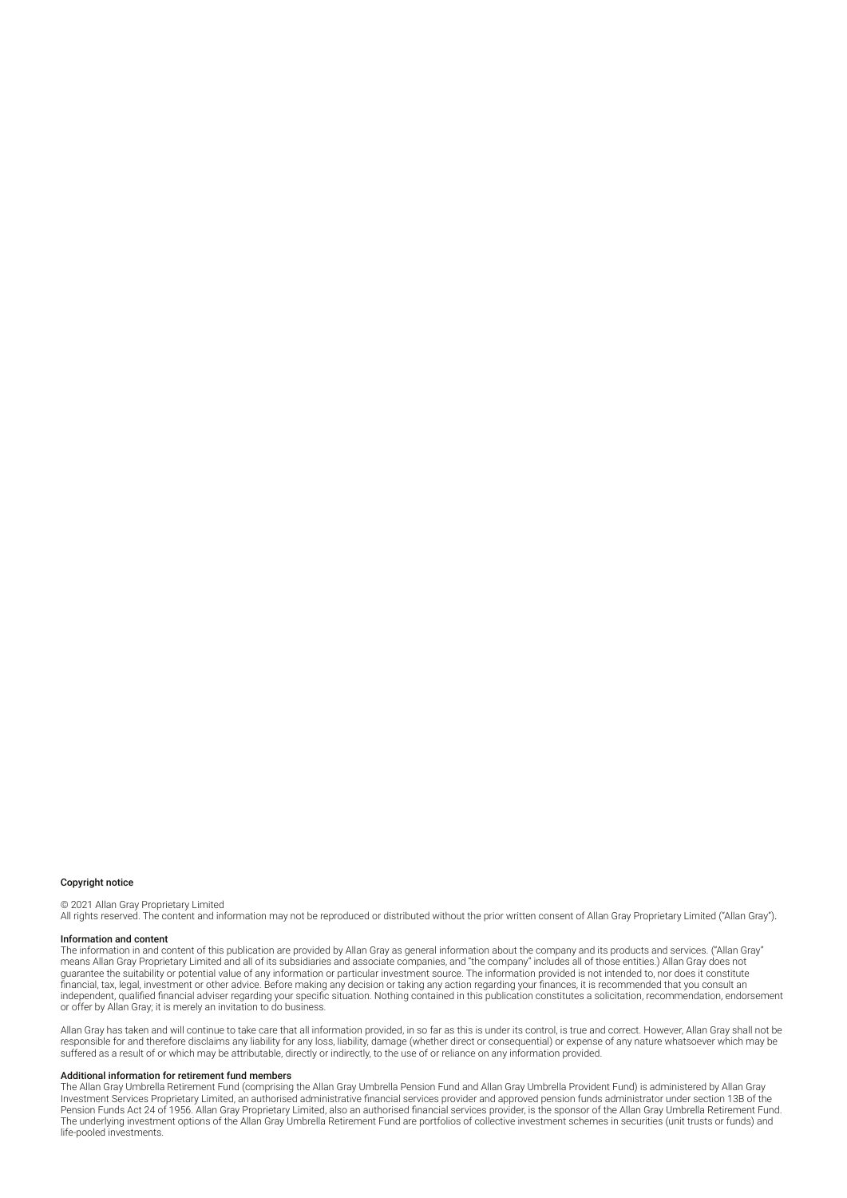**Copyright notice**

© 2021 Allan Gray Proprietary Limited
All rights reserved. The content and information may not be reproduced or distributed without the prior written consent of Allan Gray Proprietary Limited ("Allan Gray").

**Information and content**

The information in and content of this publication are provided by Allan Gray as general information about the company and its products and services. ("Allan Gray" means Allan Gray Proprietary Limited and all of its subsidiaries and associate companies, and "the company" includes all of those entities.) Allan Gray does not guarantee the suitability or potential value of any information or particular investment source. The information provided is not intended to, nor does it constitute financial, tax, legal, investment or other advice. Before making any decision or taking any action regarding your finances, it is recommended that you consult an independent, qualified financial adviser regarding your specific situation. Nothing contained in this publication constitutes a solicitation, recommendation, endorsement or offer by Allan Gray; it is merely an invitation to do business.

Allan Gray has taken and will continue to take care that all information provided, in so far as this is under its control, is true and correct. However, Allan Gray shall not be responsible for and therefore disclaims any liability for any loss, liability, damage (whether direct or consequential) or expense of any nature whatsoever which may be suffered as a result of or which may be attributable, directly or indirectly, to the use of or reliance on any information provided.

**Additional information for retirement fund members**

The Allan Gray Umbrella Retirement Fund (comprising the Allan Gray Umbrella Pension Fund and Allan Gray Umbrella Provident Fund) is administered by Allan Gray Investment Services Proprietary Limited, an authorised administrative financial services provider and approved pension funds administrator under section 13B of the Pension Funds Act 24 of 1956. Allan Gray Proprietary Limited, also an authorised financial services provider, is the sponsor of the Allan Gray Umbrella Retirement Fund. The underlying investment options of the Allan Gray Umbrella Retirement Fund are portfolios of collective investment schemes in securities (unit trusts or funds) and life-pooled investments.